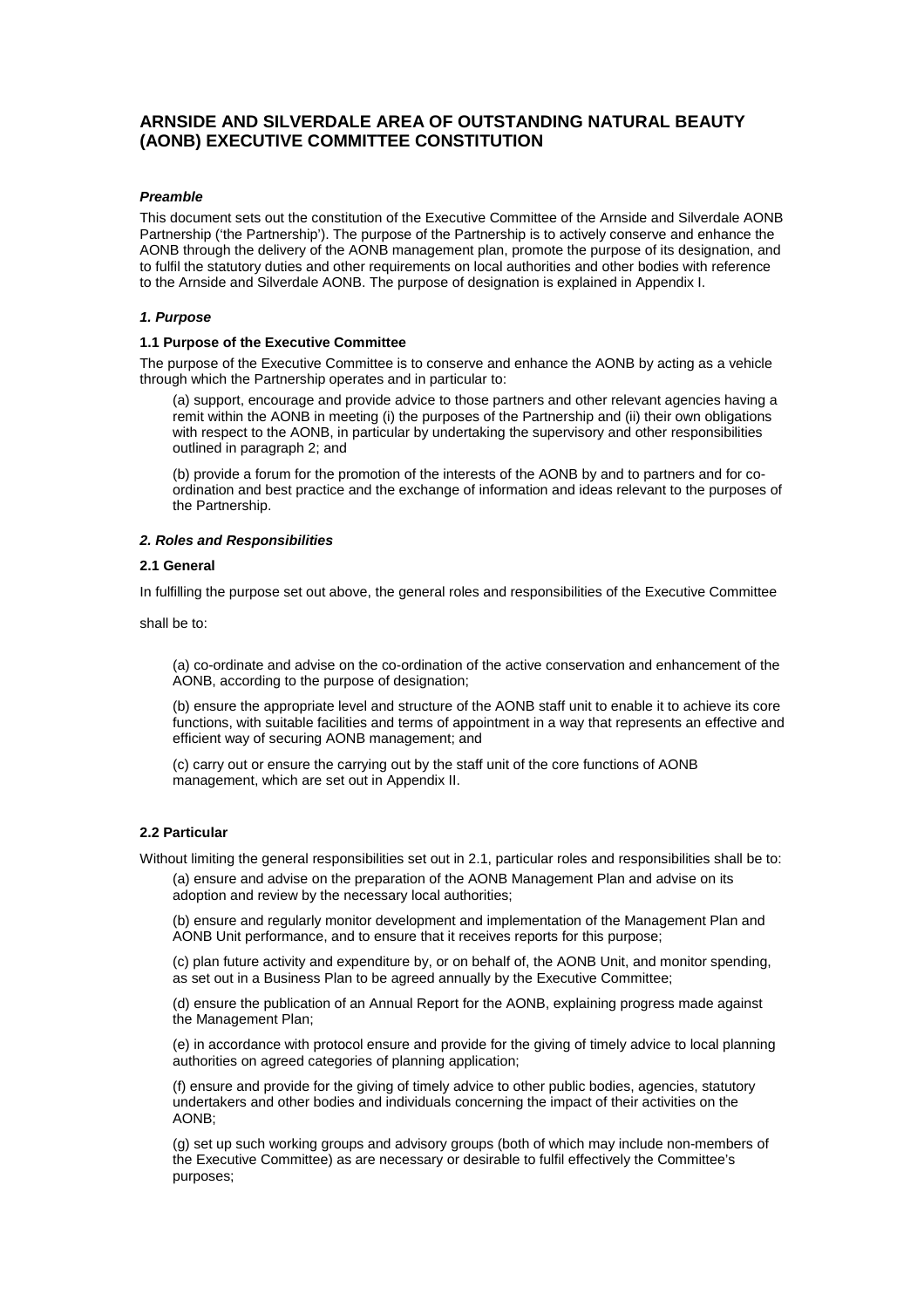# ARNSIDE AND SILVERDALE AREA OF OUTSTANDING NATURAL BEAUTY (AONB) EXECUTIVE COMMITTEE CONSTITUTION

### *Preamble*

This document sets out the constitution of the Executive Committee of the Arnside and Silverdale AONB Partnership ('the Partnership'). The purpose of the Partnership is to actively conserve and enhance the AONB through the delivery of the AONB management plan, promote the purpose of its designation, and to fulfil the statutory duties and other requirements on local authorities and other bodies with reference to the Arnside and Silverdale AONB. The purpose of designation is explained in Appendix I.

## *1. Purpose*

### 1.1 Purpose of the Executive Committee

The purpose of the Executive Committee is to conserve and enhance the AONB by acting as a vehicle through which the Partnership operates and in particular to:

(a) support, encourage and provide advice to those partners and other relevant agencies having a remit within the AONB in meeting (i) the purposes of the Partnership and (ii) their own obligations with respect to the AONB, in particular by undertaking the supervisory and other responsibilities outlined in paragraph 2; and

(b) provide a forum for the promotion of the interests of the AONB by and to partners and for co-ordination and best practice and the exchange of information and ideas relevant to the purposes of the Partnership.

## *2. Roles and Responsibilities*

### 2.1 General

In fulfilling the purpose set out above, the general roles and responsibilities of the Executive Committee

shall be to:

(a) co-ordinate and advise on the co-ordination of the active conservation and enhancement of the AONB, according to the purpose of designation;

(b) ensure the appropriate level and structure of the AONB staff unit to enable it to achieve its core functions, with suitable facilities and terms of appointment in a way that represents an effective and efficient way of securing AONB management; and

(c) carry out or ensure the carrying out by the staff unit of the core functions of AONB management, which are set out in Appendix II.

### 2.2 Particular

Without limiting the general responsibilities set out in 2.1, particular roles and responsibilities shall be to:

(a) ensure and advise on the preparation of the AONB Management Plan and advise on its adoption and review by the necessary local authorities;

(b) ensure and regularly monitor development and implementation of the Management Plan and AONB Unit performance, and to ensure that it receives reports for this purpose;

(c) plan future activity and expenditure by, or on behalf of, the AONB Unit, and monitor spending, as set out in a Business Plan to be agreed annually by the Executive Committee;

(d) ensure the publication of an Annual Report for the AONB, explaining progress made against the Management Plan;

(e) in accordance with protocol ensure and provide for the giving of timely advice to local planning authorities on agreed categories of planning application;

(f) ensure and provide for the giving of timely advice to other public bodies, agencies, statutory undertakers and other bodies and individuals concerning the impact of their activities on the AONB;

(g) set up such working groups and advisory groups (both of which may include non-members of the Executive Committee) as are necessary or desirable to fulfil effectively the Committee's purposes;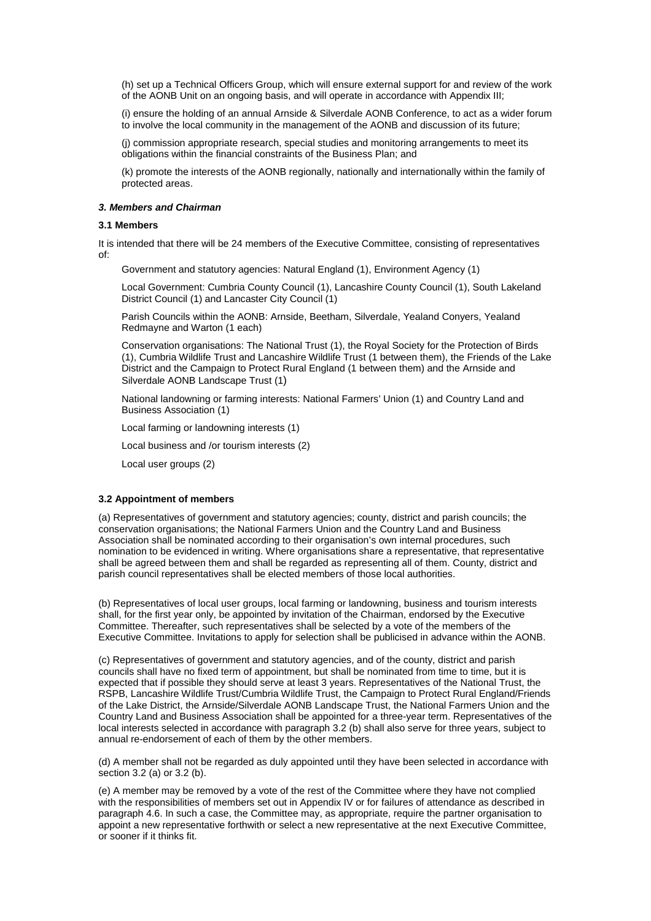(h) set up a Technical Officers Group, which will ensure external support for and review of the work of the AONB Unit on an ongoing basis, and will operate in accordance with Appendix III;

(i) ensure the holding of an annual Arnside & Silverdale AONB Conference, to act as a wider forum to involve the local community in the management of the AONB and discussion of its future;

(j) commission appropriate research, special studies and monitoring arrangements to meet its obligations within the financial constraints of the Business Plan; and

(k) promote the interests of the AONB regionally, nationally and internationally within the family of protected areas.

### *3. Members and Chairman*

#### 3.1 Members

It is intended that there will be 24 members of the Executive Committee, consisting of representatives of:

Government and statutory agencies: Natural England (1), Environment Agency (1)

Local Government: Cumbria County Council (1), Lancashire County Council (1), South Lakeland District Council (1) and Lancaster City Council (1)

Parish Councils within the AONB: Arnside, Beetham, Silverdale, Yealand Conyers, Yealand Redmayne and Warton (1 each)

Conservation organisations: The National Trust (1), the Royal Society for the Protection of Birds (1), Cumbria Wildlife Trust and Lancashire Wildlife Trust (1 between them), the Friends of the Lake District and the Campaign to Protect Rural England (1 between them) and the Arnside and Silverdale AONB Landscape Trust (1)

National landowning or farming interests: National Farmers' Union (1) and Country Land and Business Association (1)

Local farming or landowning interests (1)

Local business and /or tourism interests (2)

Local user groups (2)

#### 3.2 Appointment of members

(a) Representatives of government and statutory agencies; county, district and parish councils; the conservation organisations; the National Farmers Union and the Country Land and Business Association shall be nominated according to their organisation's own internal procedures, such nomination to be evidenced in writing. Where organisations share a representative, that representative shall be agreed between them and shall be regarded as representing all of them. County, district and parish council representatives shall be elected members of those local authorities.

(b) Representatives of local user groups, local farming or landowning, business and tourism interests shall, for the first year only, be appointed by invitation of the Chairman, endorsed by the Executive Committee. Thereafter, such representatives shall be selected by a vote of the members of the Executive Committee. Invitations to apply for selection shall be publicised in advance within the AONB.

(c) Representatives of government and statutory agencies, and of the county, district and parish councils shall have no fixed term of appointment, but shall be nominated from time to time, but it is expected that if possible they should serve at least 3 years. Representatives of the National Trust, the RSPB, Lancashire Wildlife Trust/Cumbria Wildlife Trust, the Campaign to Protect Rural England/Friends of the Lake District, the Arnside/Silverdale AONB Landscape Trust, the National Farmers Union and the Country Land and Business Association shall be appointed for a three-year term. Representatives of the local interests selected in accordance with paragraph 3.2 (b) shall also serve for three years, subject to annual re-endorsement of each of them by the other members.

(d) A member shall not be regarded as duly appointed until they have been selected in accordance with section 3.2 (a) or 3.2 (b).

(e) A member may be removed by a vote of the rest of the Committee where they have not complied with the responsibilities of members set out in Appendix IV or for failures of attendance as described in paragraph 4.6. In such a case, the Committee may, as appropriate, require the partner organisation to appoint a new representative forthwith or select a new representative at the next Executive Committee, or sooner if it thinks fit.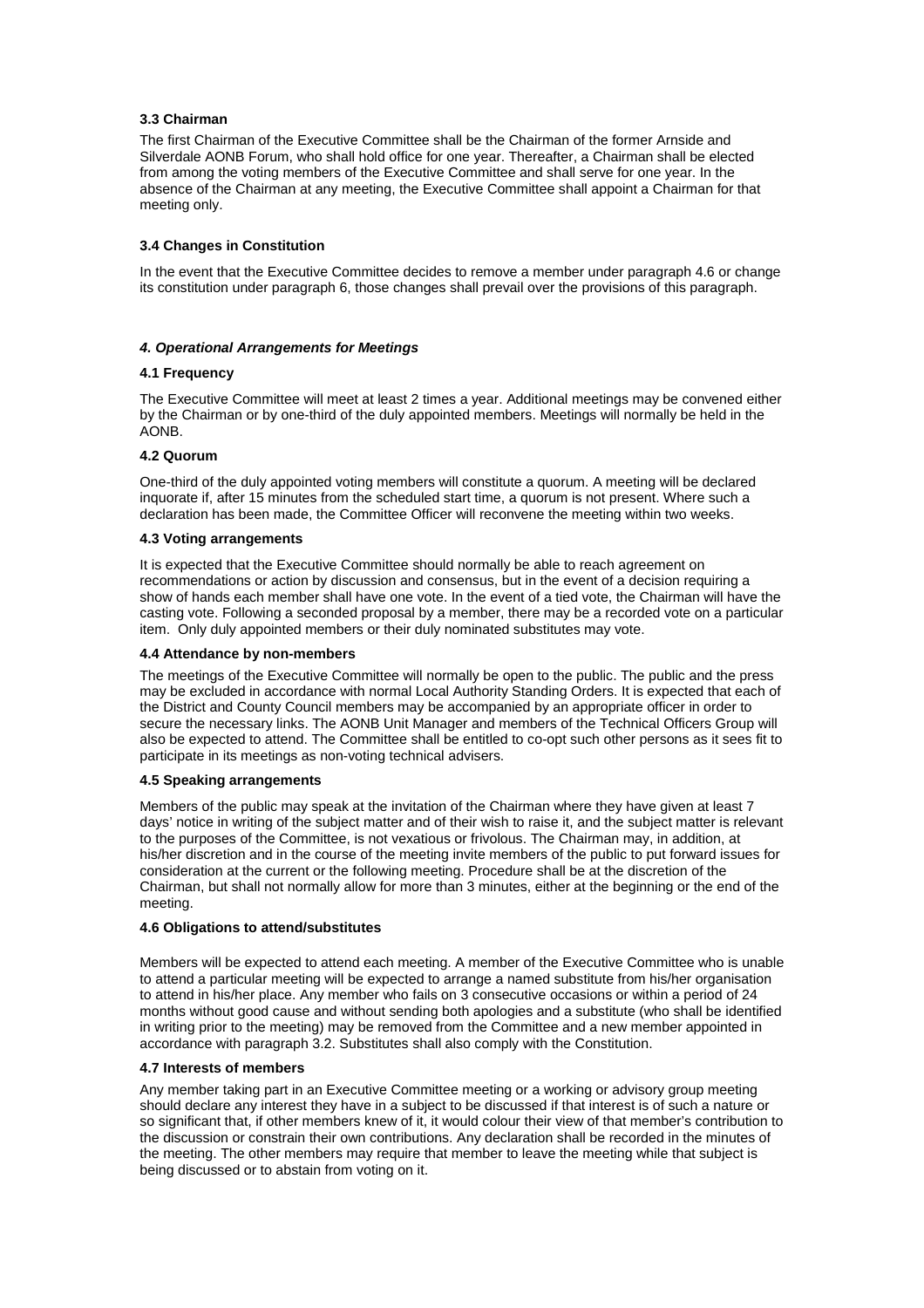**3.3 Chairman**

The first Chairman of the Executive Committee shall be the Chairman of the former Arnside and Silverdale AONB Forum, who shall hold office for one year. Thereafter, a Chairman shall be elected from among the voting members of the Executive Committee and shall serve for one year. In the absence of the Chairman at any meeting, the Executive Committee shall appoint a Chairman for that meeting only.

**3.4 Changes in Constitution**

In the event that the Executive Committee decides to remove a member under paragraph 4.6 or change its constitution under paragraph 6, those changes shall prevail over the provisions of this paragraph.

***4. Operational Arrangements for Meetings***

**4.1 Frequency**

The Executive Committee will meet at least 2 times a year. Additional meetings may be convened either by the Chairman or by one-third of the duly appointed members. Meetings will normally be held in the AONB.

**4.2 Quorum**

One-third of the duly appointed voting members will constitute a quorum. A meeting will be declared inquorate if, after 15 minutes from the scheduled start time, a quorum is not present. Where such a declaration has been made, the Committee Officer will reconvene the meeting within two weeks.

**4.3 Voting arrangements**

It is expected that the Executive Committee should normally be able to reach agreement on recommendations or action by discussion and consensus, but in the event of a decision requiring a show of hands each member shall have one vote. In the event of a tied vote, the Chairman will have the casting vote. Following a seconded proposal by a member, there may be a recorded vote on a particular item. Only duly appointed members or their duly nominated substitutes may vote.

**4.4 Attendance by non-members**

The meetings of the Executive Committee will normally be open to the public. The public and the press may be excluded in accordance with normal Local Authority Standing Orders. It is expected that each of the District and County Council members may be accompanied by an appropriate officer in order to secure the necessary links. The AONB Unit Manager and members of the Technical Officers Group will also be expected to attend. The Committee shall be entitled to co-opt such other persons as it sees fit to participate in its meetings as non-voting technical advisers.

**4.5 Speaking arrangements**

Members of the public may speak at the invitation of the Chairman where they have given at least 7 days' notice in writing of the subject matter and of their wish to raise it, and the subject matter is relevant to the purposes of the Committee, is not vexatious or frivolous. The Chairman may, in addition, at his/her discretion and in the course of the meeting invite members of the public to put forward issues for consideration at the current or the following meeting. Procedure shall be at the discretion of the Chairman, but shall not normally allow for more than 3 minutes, either at the beginning or the end of the meeting.

**4.6 Obligations to attend/substitutes**

Members will be expected to attend each meeting. A member of the Executive Committee who is unable to attend a particular meeting will be expected to arrange a named substitute from his/her organisation to attend in his/her place. Any member who fails on 3 consecutive occasions or within a period of 24 months without good cause and without sending both apologies and a substitute (who shall be identified in writing prior to the meeting) may be removed from the Committee and a new member appointed in accordance with paragraph 3.2. Substitutes shall also comply with the Constitution.

**4.7 Interests of members**

Any member taking part in an Executive Committee meeting or a working or advisory group meeting should declare any interest they have in a subject to be discussed if that interest is of such a nature or so significant that, if other members knew of it, it would colour their view of that member's contribution to the discussion or constrain their own contributions. Any declaration shall be recorded in the minutes of the meeting. The other members may require that member to leave the meeting while that subject is being discussed or to abstain from voting on it.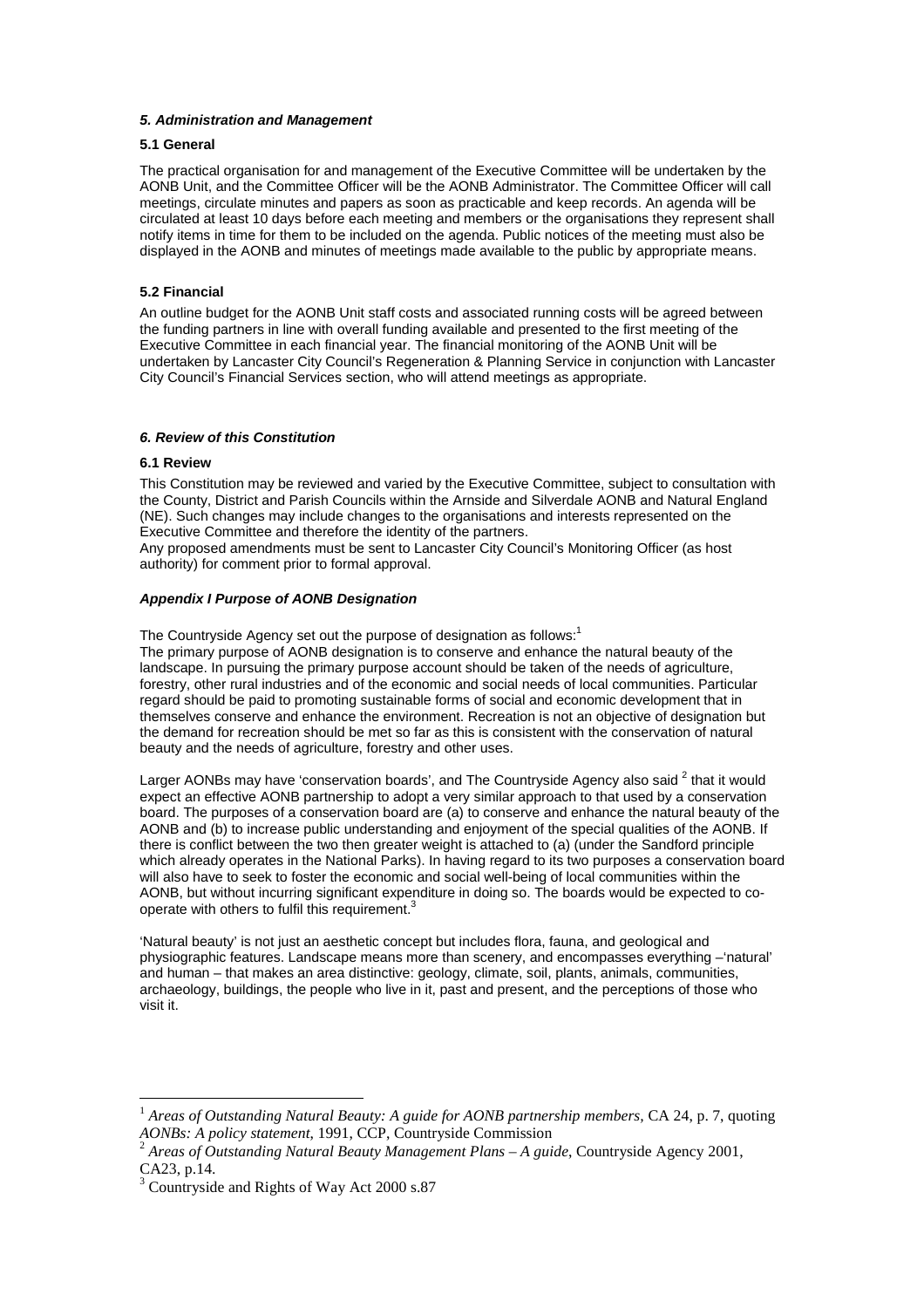### *5. Administration and Management*

**5.1 General**

The practical organisation for and management of the Executive Committee will be undertaken by the AONB Unit, and the Committee Officer will be the AONB Administrator. The Committee Officer will call meetings, circulate minutes and papers as soon as practicable and keep records. An agenda will be circulated at least 10 days before each meeting and members or the organisations they represent shall notify items in time for them to be included on the agenda. Public notices of the meeting must also be displayed in the AONB and minutes of meetings made available to the public by appropriate means.

**5.2 Financial**

An outline budget for the AONB Unit staff costs and associated running costs will be agreed between the funding partners in line with overall funding available and presented to the first meeting of the Executive Committee in each financial year. The financial monitoring of the AONB Unit will be undertaken by Lancaster City Council's Regeneration & Planning Service in conjunction with Lancaster City Council's Financial Services section, who will attend meetings as appropriate.

### *6. Review of this Constitution*

**6.1 Review**

This Constitution may be reviewed and varied by the Executive Committee, subject to consultation with the County, District and Parish Councils within the Arnside and Silverdale AONB and Natural England (NE). Such changes may include changes to the organisations and interests represented on the Executive Committee and therefore the identity of the partners.
Any proposed amendments must be sent to Lancaster City Council's Monitoring Officer (as host authority) for comment prior to formal approval.

### *Appendix I Purpose of AONB Designation*

The Countryside Agency set out the purpose of designation as follows:[1]
The primary purpose of AONB designation is to conserve and enhance the natural beauty of the landscape. In pursuing the primary purpose account should be taken of the needs of agriculture, forestry, other rural industries and of the economic and social needs of local communities. Particular regard should be paid to promoting sustainable forms of social and economic development that in themselves conserve and enhance the environment. Recreation is not an objective of designation but the demand for recreation should be met so far as this is consistent with the conservation of natural beauty and the needs of agriculture, forestry and other uses.

Larger AONBs may have 'conservation boards', and The Countryside Agency also said [2] that it would expect an effective AONB partnership to adopt a very similar approach to that used by a conservation board. The purposes of a conservation board are (a) to conserve and enhance the natural beauty of the AONB and (b) to increase public understanding and enjoyment of the special qualities of the AONB. If there is conflict between the two then greater weight is attached to (a) (under the Sandford principle which already operates in the National Parks). In having regard to its two purposes a conservation board will also have to seek to foster the economic and social well-being of local communities within the AONB, but without incurring significant expenditure in doing so. The boards would be expected to co-operate with others to fulfil this requirement.[3]

'Natural beauty' is not just an aesthetic concept but includes flora, fauna, and geological and physiographic features. Landscape means more than scenery, and encompasses everything –'natural' and human – that makes an area distinctive: geology, climate, soil, plants, animals, communities, archaeology, buildings, the people who live in it, past and present, and the perceptions of those who visit it.

---

[1] *Areas of Outstanding Natural Beauty: A guide for AONB partnership members*, CA 24, p. 7, quoting *AONBs: A policy statement*, 1991, CCP, Countryside Commission

[2] *Areas of Outstanding Natural Beauty Management Plans – A guide*, Countryside Agency 2001, CA23, p.14.

[3] Countryside and Rights of Way Act 2000 s.87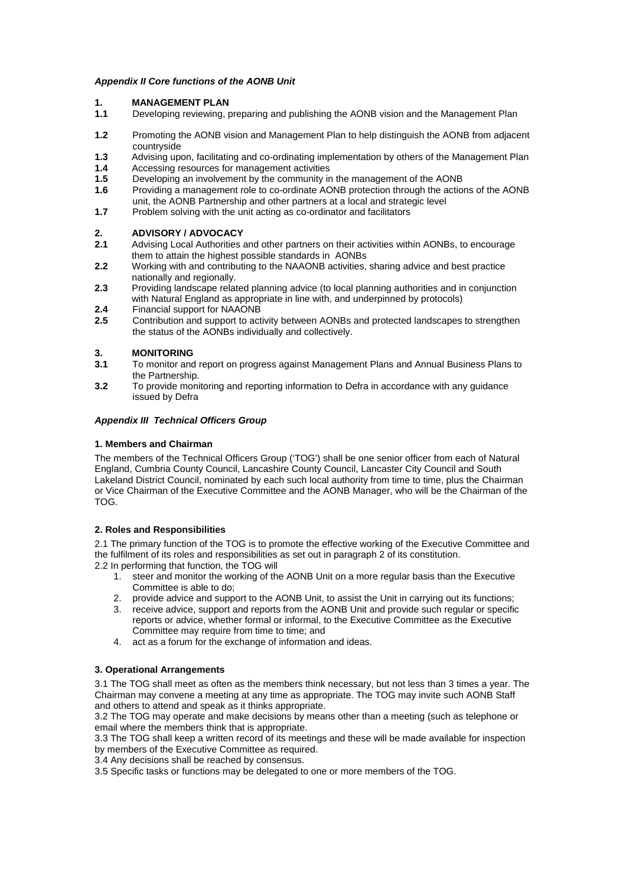***Appendix II Core functions of the AONB Unit***

**1. MANAGEMENT PLAN**

**1.1** Developing reviewing, preparing and publishing the AONB vision and the Management Plan

**1.2** Promoting the AONB vision and Management Plan to help distinguish the AONB from adjacent countryside

**1.3** Advising upon, facilitating and co-ordinating implementation by others of the Management Plan

**1.4** Accessing resources for management activities

**1.5** Developing an involvement by the community in the management of the AONB

**1.6** Providing a management role to co-ordinate AONB protection through the actions of the AONB unit, the AONB Partnership and other partners at a local and strategic level

**1.7** Problem solving with the unit acting as co-ordinator and facilitators

**2. ADVISORY / ADVOCACY**

**2.1** Advising Local Authorities and other partners on their activities within AONBs, to encourage them to attain the highest possible standards in AONBs

**2.2** Working with and contributing to the NAAONB activities, sharing advice and best practice nationally and regionally.

**2.3** Providing landscape related planning advice (to local planning authorities and in conjunction with Natural England as appropriate in line with, and underpinned by protocols)

**2.4** Financial support for NAAONB

**2.5** Contribution and support to activity between AONBs and protected landscapes to strengthen the status of the AONBs individually and collectively.

**3. MONITORING**

**3.1** To monitor and report on progress against Management Plans and Annual Business Plans to the Partnership.

**3.2** To provide monitoring and reporting information to Defra in accordance with any guidance issued by Defra

***Appendix III Technical Officers Group***

**1. Members and Chairman**

The members of the Technical Officers Group ('TOG') shall be one senior officer from each of Natural England, Cumbria County Council, Lancashire County Council, Lancaster City Council and South Lakeland District Council, nominated by each such local authority from time to time, plus the Chairman or Vice Chairman of the Executive Committee and the AONB Manager, who will be the Chairman of the TOG.

**2. Roles and Responsibilities**

2.1 The primary function of the TOG is to promote the effective working of the Executive Committee and the fulfilment of its roles and responsibilities as set out in paragraph 2 of its constitution.

2.2 In performing that function, the TOG will

1. steer and monitor the working of the AONB Unit on a more regular basis than the Executive Committee is able to do;
2. provide advice and support to the AONB Unit, to assist the Unit in carrying out its functions;
3. receive advice, support and reports from the AONB Unit and provide such regular or specific reports or advice, whether formal or informal, to the Executive Committee as the Executive Committee may require from time to time; and
4. act as a forum for the exchange of information and ideas.

**3. Operational Arrangements**

3.1 The TOG shall meet as often as the members think necessary, but not less than 3 times a year. The Chairman may convene a meeting at any time as appropriate. The TOG may invite such AONB Staff and others to attend and speak as it thinks appropriate.

3.2 The TOG may operate and make decisions by means other than a meeting (such as telephone or email where the members think that is appropriate.

3.3 The TOG shall keep a written record of its meetings and these will be made available for inspection by members of the Executive Committee as required.

3.4 Any decisions shall be reached by consensus.

3.5 Specific tasks or functions may be delegated to one or more members of the TOG.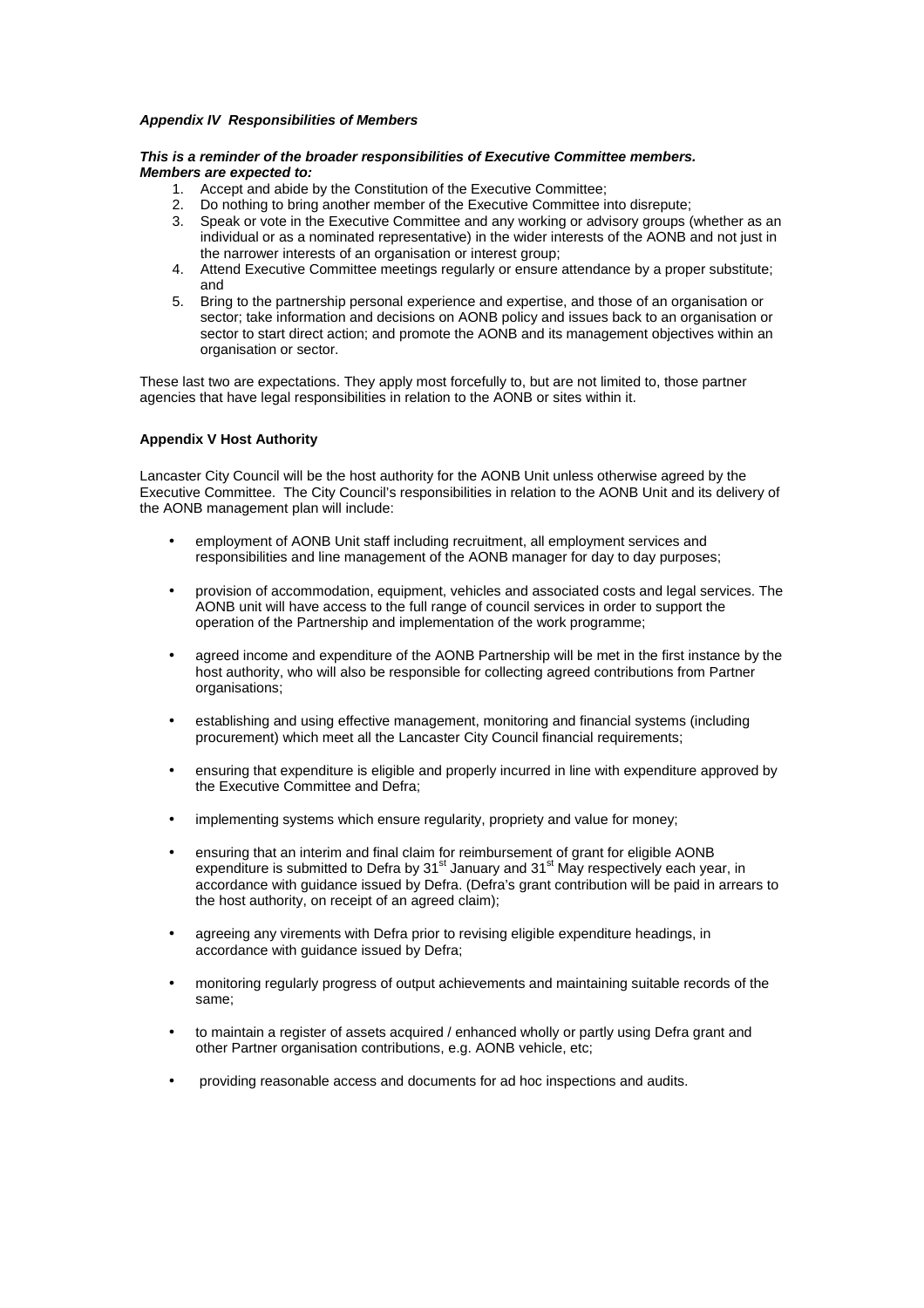***Appendix IV  Responsibilities of Members***

***This is a reminder of the broader responsibilities of Executive Committee members. Members are expected to:***

1. Accept and abide by the Constitution of the Executive Committee;
2. Do nothing to bring another member of the Executive Committee into disrepute;
3. Speak or vote in the Executive Committee and any working or advisory groups (whether as an individual or as a nominated representative) in the wider interests of the AONB and not just in the narrower interests of an organisation or interest group;
4. Attend Executive Committee meetings regularly or ensure attendance by a proper substitute; and
5. Bring to the partnership personal experience and expertise, and those of an organisation or sector; take information and decisions on AONB policy and issues back to an organisation or sector to start direct action; and promote the AONB and its management objectives within an organisation or sector.

These last two are expectations. They apply most forcefully to, but are not limited to, those partner agencies that have legal responsibilities in relation to the AONB or sites within it.

**Appendix V Host Authority**

Lancaster City Council will be the host authority for the AONB Unit unless otherwise agreed by the Executive Committee. The City Council's responsibilities in relation to the AONB Unit and its delivery of the AONB management plan will include:

- employment of AONB Unit staff including recruitment, all employment services and responsibilities and line management of the AONB manager for day to day purposes;
- provision of accommodation, equipment, vehicles and associated costs and legal services. The AONB unit will have access to the full range of council services in order to support the operation of the Partnership and implementation of the work programme;
- agreed income and expenditure of the AONB Partnership will be met in the first instance by the host authority, who will also be responsible for collecting agreed contributions from Partner organisations;
- establishing and using effective management, monitoring and financial systems (including procurement) which meet all the Lancaster City Council financial requirements;
- ensuring that expenditure is eligible and properly incurred in line with expenditure approved by the Executive Committee and Defra;
- implementing systems which ensure regularity, propriety and value for money;
- ensuring that an interim and final claim for reimbursement of grant for eligible AONB expenditure is submitted to Defra by 31st January and 31st May respectively each year, in accordance with guidance issued by Defra. (Defra's grant contribution will be paid in arrears to the host authority, on receipt of an agreed claim);
- agreeing any virements with Defra prior to revising eligible expenditure headings, in accordance with guidance issued by Defra;
- monitoring regularly progress of output achievements and maintaining suitable records of the same;
- to maintain a register of assets acquired / enhanced wholly or partly using Defra grant and other Partner organisation contributions, e.g. AONB vehicle, etc;
- providing reasonable access and documents for ad hoc inspections and audits.